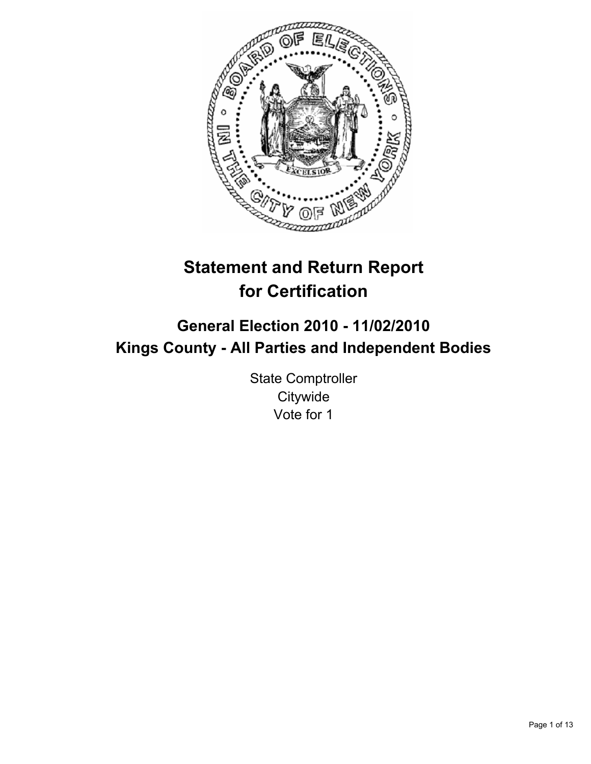# Statement and Return Report for Certification

## General Election 2010 - 11/02/2010
## Kings County - All Parties and Independent Bodies

State Comptroller
Citywide
Vote for 1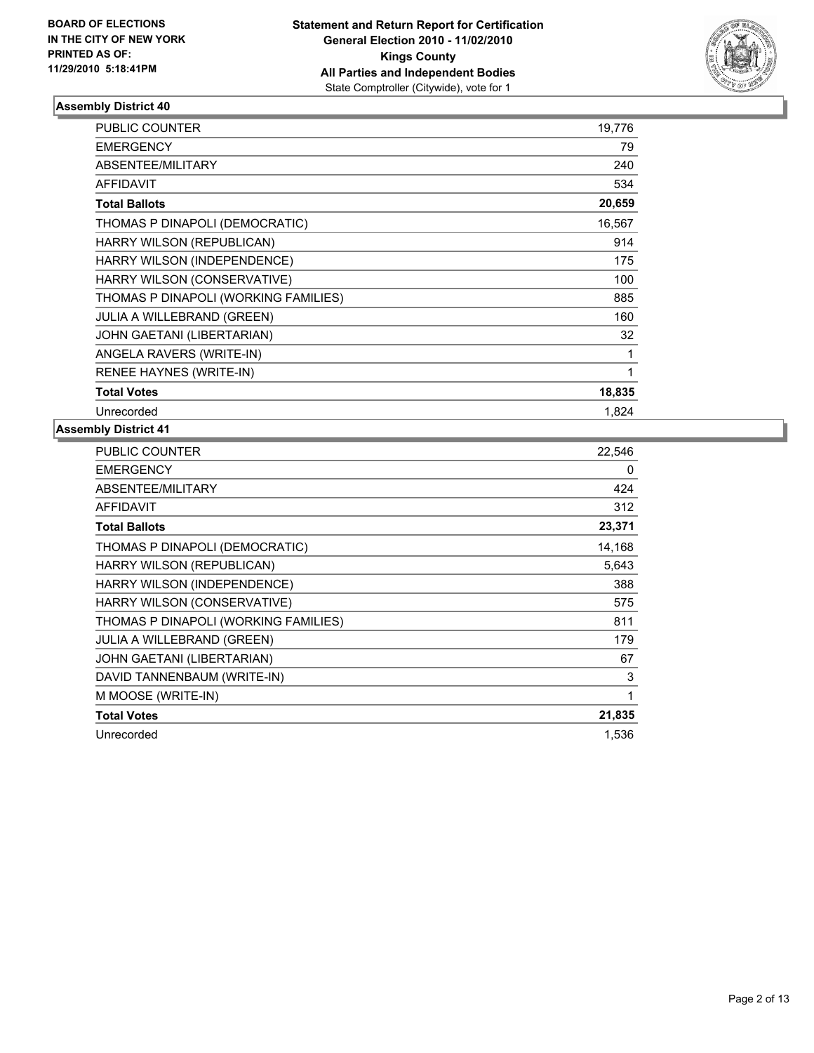BOARD OF ELECTIONS
IN THE CITY OF NEW YORK
PRINTED AS OF:
11/29/2010 5:18:41PM

**Statement and Return Report for Certification**
**General Election 2010 - 11/02/2010**
**Kings County**
**All Parties and Independent Bodies**
State Comptroller (Citywide), vote for 1

### Assembly District 40

| | |
|---|---|
| PUBLIC COUNTER | 19,776 |
| EMERGENCY | 79 |
| ABSENTEE/MILITARY | 240 |
| AFFIDAVIT | 534 |
| **Total Ballots** | **20,659** |
| THOMAS P DINAPOLI (DEMOCRATIC) | 16,567 |
| HARRY WILSON (REPUBLICAN) | 914 |
| HARRY WILSON (INDEPENDENCE) | 175 |
| HARRY WILSON (CONSERVATIVE) | 100 |
| THOMAS P DINAPOLI (WORKING FAMILIES) | 885 |
| JULIA A WILLEBRAND (GREEN) | 160 |
| JOHN GAETANI (LIBERTARIAN) | 32 |
| ANGELA RAVERS (WRITE-IN) | 1 |
| RENEE HAYNES (WRITE-IN) | 1 |
| **Total Votes** | **18,835** |
| Unrecorded | 1,824 |

### Assembly District 41

| | |
|---|---|
| PUBLIC COUNTER | 22,546 |
| EMERGENCY | 0 |
| ABSENTEE/MILITARY | 424 |
| AFFIDAVIT | 312 |
| **Total Ballots** | **23,371** |
| THOMAS P DINAPOLI (DEMOCRATIC) | 14,168 |
| HARRY WILSON (REPUBLICAN) | 5,643 |
| HARRY WILSON (INDEPENDENCE) | 388 |
| HARRY WILSON (CONSERVATIVE) | 575 |
| THOMAS P DINAPOLI (WORKING FAMILIES) | 811 |
| JULIA A WILLEBRAND (GREEN) | 179 |
| JOHN GAETANI (LIBERTARIAN) | 67 |
| DAVID TANNENBAUM (WRITE-IN) | 3 |
| M MOOSE (WRITE-IN) | 1 |
| **Total Votes** | **21,835** |
| Unrecorded | 1,536 |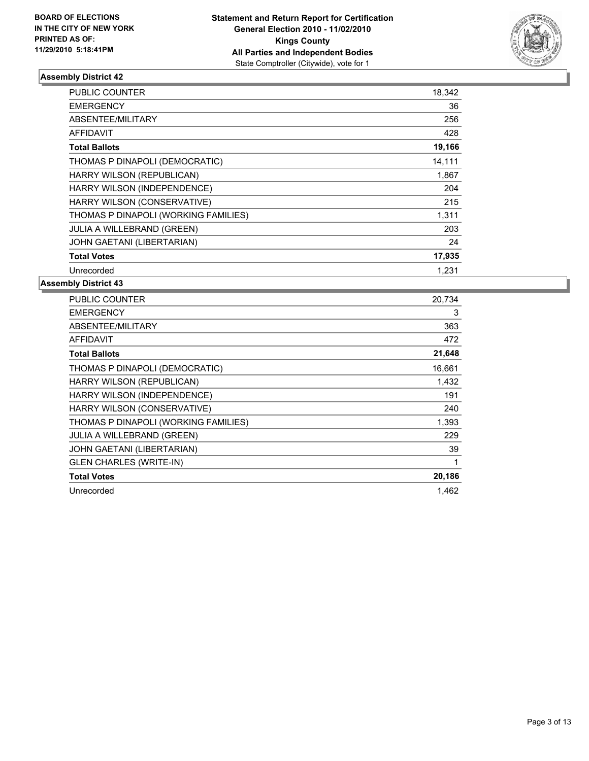**BOARD OF ELECTIONS IN THE CITY OF NEW YORK PRINTED AS OF: 11/29/2010 5:18:41PM**

**Statement and Return Report for Certification**
**General Election 2010 - 11/02/2010**
**Kings County**
**All Parties and Independent Bodies**
State Comptroller (Citywide), vote for 1

### Assembly District 42

| | |
|---|---:|
| PUBLIC COUNTER | 18,342 |
| EMERGENCY | 36 |
| ABSENTEE/MILITARY | 256 |
| AFFIDAVIT | 428 |
| **Total Ballots** | **19,166** |
| THOMAS P DINAPOLI (DEMOCRATIC) | 14,111 |
| HARRY WILSON (REPUBLICAN) | 1,867 |
| HARRY WILSON (INDEPENDENCE) | 204 |
| HARRY WILSON (CONSERVATIVE) | 215 |
| THOMAS P DINAPOLI (WORKING FAMILIES) | 1,311 |
| JULIA A WILLEBRAND (GREEN) | 203 |
| JOHN GAETANI (LIBERTARIAN) | 24 |
| **Total Votes** | **17,935** |
| Unrecorded | 1,231 |

### Assembly District 43

| | |
|---|---:|
| PUBLIC COUNTER | 20,734 |
| EMERGENCY | 3 |
| ABSENTEE/MILITARY | 363 |
| AFFIDAVIT | 472 |
| **Total Ballots** | **21,648** |
| THOMAS P DINAPOLI (DEMOCRATIC) | 16,661 |
| HARRY WILSON (REPUBLICAN) | 1,432 |
| HARRY WILSON (INDEPENDENCE) | 191 |
| HARRY WILSON (CONSERVATIVE) | 240 |
| THOMAS P DINAPOLI (WORKING FAMILIES) | 1,393 |
| JULIA A WILLEBRAND (GREEN) | 229 |
| JOHN GAETANI (LIBERTARIAN) | 39 |
| GLEN CHARLES (WRITE-IN) | 1 |
| **Total Votes** | **20,186** |
| Unrecorded | 1,462 |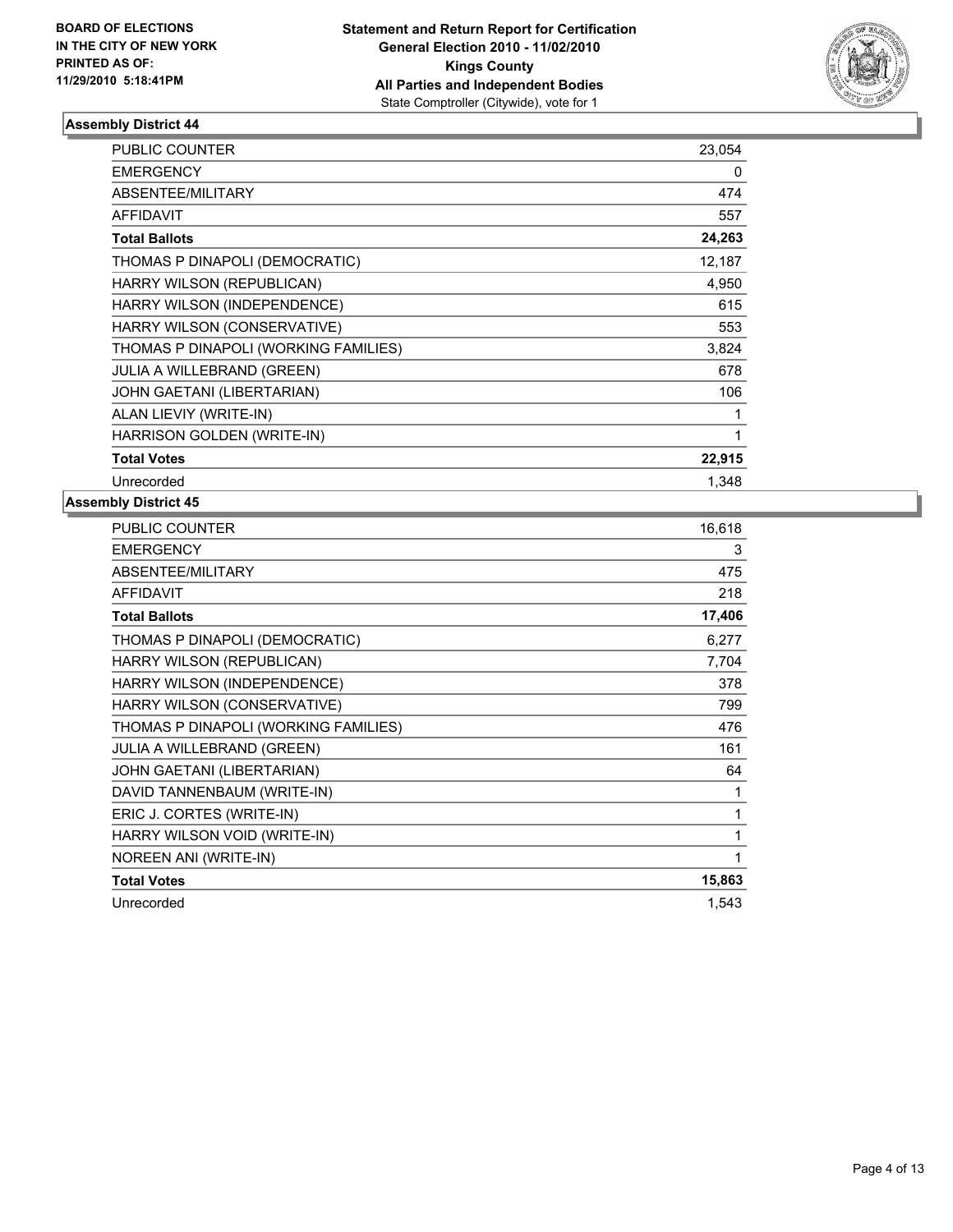**BOARD OF ELECTIONS IN THE CITY OF NEW YORK PRINTED AS OF: 11/29/2010 5:18:41PM**

**Statement and Return Report for Certification General Election 2010 - 11/02/2010 Kings County All Parties and Independent Bodies**
State Comptroller (Citywide), vote for 1

### Assembly District 44

| | |
|---|---|
| PUBLIC COUNTER | 23,054 |
| EMERGENCY | 0 |
| ABSENTEE/MILITARY | 474 |
| AFFIDAVIT | 557 |
| **Total Ballots** | **24,263** |
| THOMAS P DINAPOLI (DEMOCRATIC) | 12,187 |
| HARRY WILSON (REPUBLICAN) | 4,950 |
| HARRY WILSON (INDEPENDENCE) | 615 |
| HARRY WILSON (CONSERVATIVE) | 553 |
| THOMAS P DINAPOLI (WORKING FAMILIES) | 3,824 |
| JULIA A WILLEBRAND (GREEN) | 678 |
| JOHN GAETANI (LIBERTARIAN) | 106 |
| ALAN LIEVIY (WRITE-IN) | 1 |
| HARRISON GOLDEN (WRITE-IN) | 1 |
| **Total Votes** | **22,915** |
| Unrecorded | 1,348 |

### Assembly District 45

| | |
|---|---|
| PUBLIC COUNTER | 16,618 |
| EMERGENCY | 3 |
| ABSENTEE/MILITARY | 475 |
| AFFIDAVIT | 218 |
| **Total Ballots** | **17,406** |
| THOMAS P DINAPOLI (DEMOCRATIC) | 6,277 |
| HARRY WILSON (REPUBLICAN) | 7,704 |
| HARRY WILSON (INDEPENDENCE) | 378 |
| HARRY WILSON (CONSERVATIVE) | 799 |
| THOMAS P DINAPOLI (WORKING FAMILIES) | 476 |
| JULIA A WILLEBRAND (GREEN) | 161 |
| JOHN GAETANI (LIBERTARIAN) | 64 |
| DAVID TANNENBAUM (WRITE-IN) | 1 |
| ERIC J. CORTES (WRITE-IN) | 1 |
| HARRY WILSON VOID (WRITE-IN) | 1 |
| NOREEN ANI (WRITE-IN) | 1 |
| **Total Votes** | **15,863** |
| Unrecorded | 1,543 |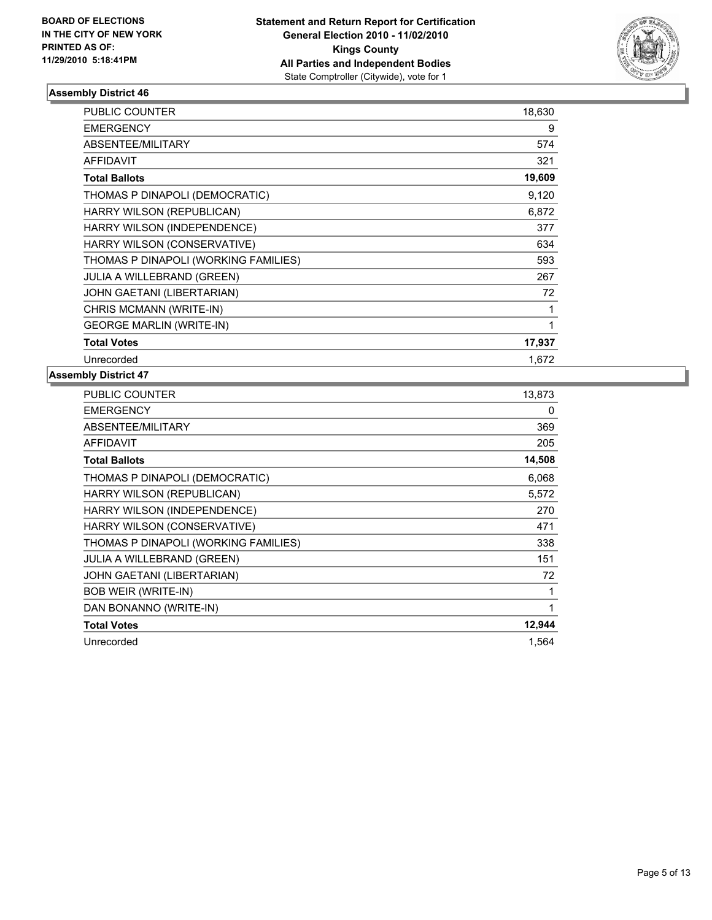**BOARD OF ELECTIONS IN THE CITY OF NEW YORK PRINTED AS OF: 11/29/2010 5:18:41PM**

**Statement and Return Report for Certification**
**General Election 2010 - 11/02/2010**
**Kings County**
**All Parties and Independent Bodies**
State Comptroller (Citywide), vote for 1

### Assembly District 46

| | |
|---|---|
| PUBLIC COUNTER | 18,630 |
| EMERGENCY | 9 |
| ABSENTEE/MILITARY | 574 |
| AFFIDAVIT | 321 |
| **Total Ballots** | **19,609** |
| THOMAS P DINAPOLI (DEMOCRATIC) | 9,120 |
| HARRY WILSON (REPUBLICAN) | 6,872 |
| HARRY WILSON (INDEPENDENCE) | 377 |
| HARRY WILSON (CONSERVATIVE) | 634 |
| THOMAS P DINAPOLI (WORKING FAMILIES) | 593 |
| JULIA A WILLEBRAND (GREEN) | 267 |
| JOHN GAETANI (LIBERTARIAN) | 72 |
| CHRIS MCMANN (WRITE-IN) | 1 |
| GEORGE MARLIN (WRITE-IN) | 1 |
| **Total Votes** | **17,937** |
| Unrecorded | 1,672 |

### Assembly District 47

| | |
|---|---|
| PUBLIC COUNTER | 13,873 |
| EMERGENCY | 0 |
| ABSENTEE/MILITARY | 369 |
| AFFIDAVIT | 205 |
| **Total Ballots** | **14,508** |
| THOMAS P DINAPOLI (DEMOCRATIC) | 6,068 |
| HARRY WILSON (REPUBLICAN) | 5,572 |
| HARRY WILSON (INDEPENDENCE) | 270 |
| HARRY WILSON (CONSERVATIVE) | 471 |
| THOMAS P DINAPOLI (WORKING FAMILIES) | 338 |
| JULIA A WILLEBRAND (GREEN) | 151 |
| JOHN GAETANI (LIBERTARIAN) | 72 |
| BOB WEIR (WRITE-IN) | 1 |
| DAN BONANNO (WRITE-IN) | 1 |
| **Total Votes** | **12,944** |
| Unrecorded | 1,564 |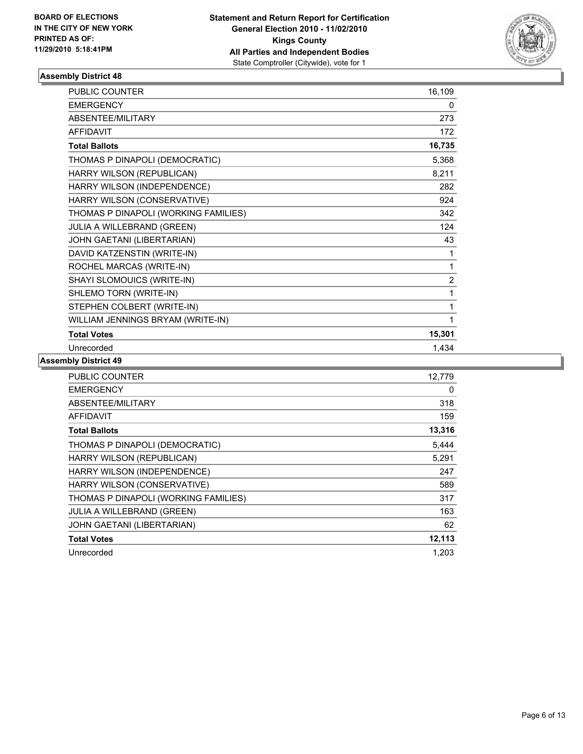**BOARD OF ELECTIONS IN THE CITY OF NEW YORK PRINTED AS OF: 11/29/2010 5:18:41PM**

**Statement and Return Report for Certification General Election 2010 - 11/02/2010 Kings County All Parties and Independent Bodies**
State Comptroller (Citywide), vote for 1

### Assembly District 48

| | |
|---|---|
| PUBLIC COUNTER | 16,109 |
| EMERGENCY | 0 |
| ABSENTEE/MILITARY | 273 |
| AFFIDAVIT | 172 |
| **Total Ballots** | **16,735** |
| THOMAS P DINAPOLI (DEMOCRATIC) | 5,368 |
| HARRY WILSON (REPUBLICAN) | 8,211 |
| HARRY WILSON (INDEPENDENCE) | 282 |
| HARRY WILSON (CONSERVATIVE) | 924 |
| THOMAS P DINAPOLI (WORKING FAMILIES) | 342 |
| JULIA A WILLEBRAND (GREEN) | 124 |
| JOHN GAETANI (LIBERTARIAN) | 43 |
| DAVID KATZENSTIN (WRITE-IN) | 1 |
| ROCHEL MARCAS (WRITE-IN) | 1 |
| SHAYI SLOMOUICS (WRITE-IN) | 2 |
| SHLEMO TORN (WRITE-IN) | 1 |
| STEPHEN COLBERT (WRITE-IN) | 1 |
| WILLIAM JENNINGS BRYAM (WRITE-IN) | 1 |
| **Total Votes** | **15,301** |
| Unrecorded | 1,434 |

### Assembly District 49

| | |
|---|---|
| PUBLIC COUNTER | 12,779 |
| EMERGENCY | 0 |
| ABSENTEE/MILITARY | 318 |
| AFFIDAVIT | 159 |
| **Total Ballots** | **13,316** |
| THOMAS P DINAPOLI (DEMOCRATIC) | 5,444 |
| HARRY WILSON (REPUBLICAN) | 5,291 |
| HARRY WILSON (INDEPENDENCE) | 247 |
| HARRY WILSON (CONSERVATIVE) | 589 |
| THOMAS P DINAPOLI (WORKING FAMILIES) | 317 |
| JULIA A WILLEBRAND (GREEN) | 163 |
| JOHN GAETANI (LIBERTARIAN) | 62 |
| **Total Votes** | **12,113** |
| Unrecorded | 1,203 |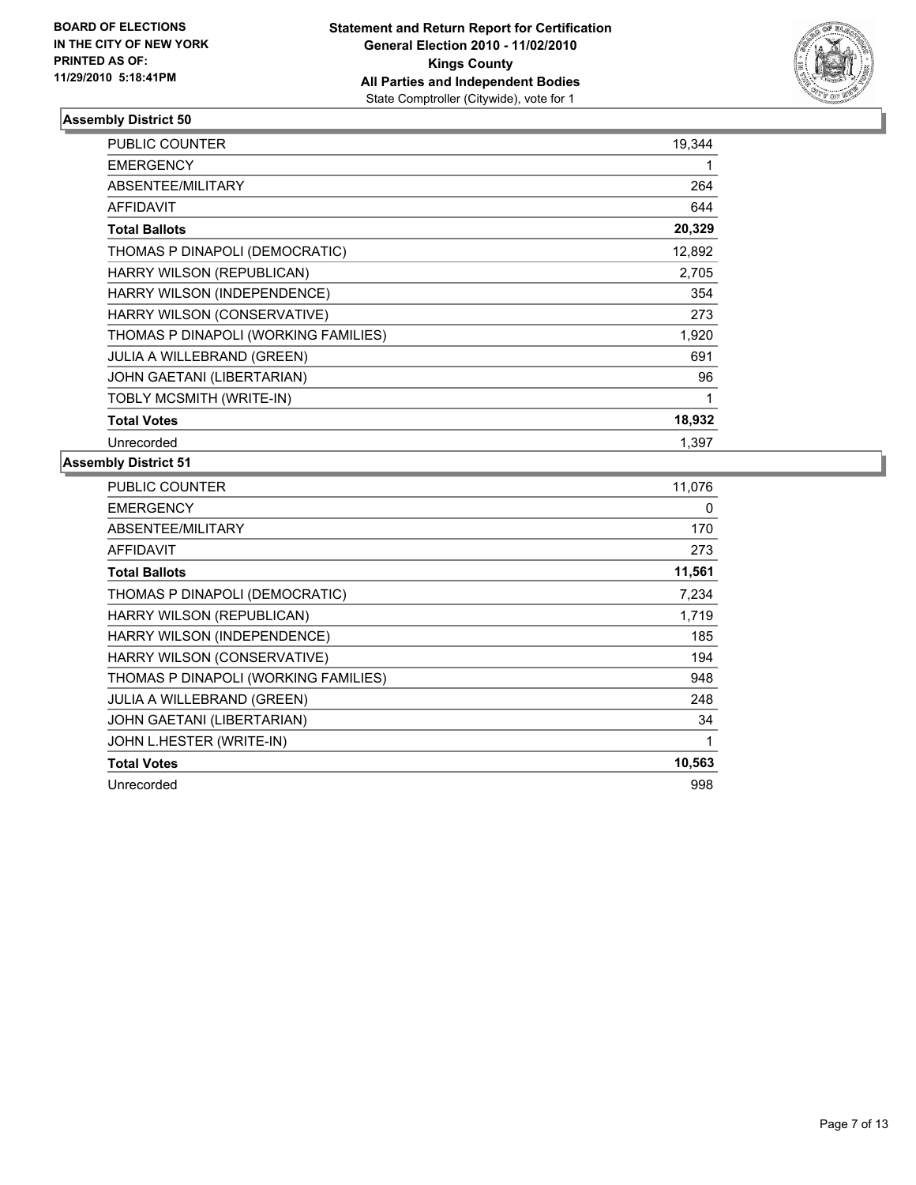**BOARD OF ELECTIONS IN THE CITY OF NEW YORK PRINTED AS OF: 11/29/2010 5:18:41PM**

**Statement and Return Report for Certification General Election 2010 - 11/02/2010 Kings County All Parties and Independent Bodies**
State Comptroller (Citywide), vote for 1

### Assembly District 50

| | |
|---|---|
| PUBLIC COUNTER | 19,344 |
| EMERGENCY | 1 |
| ABSENTEE/MILITARY | 264 |
| AFFIDAVIT | 644 |
| **Total Ballots** | **20,329** |
| THOMAS P DINAPOLI (DEMOCRATIC) | 12,892 |
| HARRY WILSON (REPUBLICAN) | 2,705 |
| HARRY WILSON (INDEPENDENCE) | 354 |
| HARRY WILSON (CONSERVATIVE) | 273 |
| THOMAS P DINAPOLI (WORKING FAMILIES) | 1,920 |
| JULIA A WILLEBRAND (GREEN) | 691 |
| JOHN GAETANI (LIBERTARIAN) | 96 |
| TOBLY MCSMITH (WRITE-IN) | 1 |
| **Total Votes** | **18,932** |
| Unrecorded | 1,397 |

### Assembly District 51

| | |
|---|---|
| PUBLIC COUNTER | 11,076 |
| EMERGENCY | 0 |
| ABSENTEE/MILITARY | 170 |
| AFFIDAVIT | 273 |
| **Total Ballots** | **11,561** |
| THOMAS P DINAPOLI (DEMOCRATIC) | 7,234 |
| HARRY WILSON (REPUBLICAN) | 1,719 |
| HARRY WILSON (INDEPENDENCE) | 185 |
| HARRY WILSON (CONSERVATIVE) | 194 |
| THOMAS P DINAPOLI (WORKING FAMILIES) | 948 |
| JULIA A WILLEBRAND (GREEN) | 248 |
| JOHN GAETANI (LIBERTARIAN) | 34 |
| JOHN L.HESTER (WRITE-IN) | 1 |
| **Total Votes** | **10,563** |
| Unrecorded | 998 |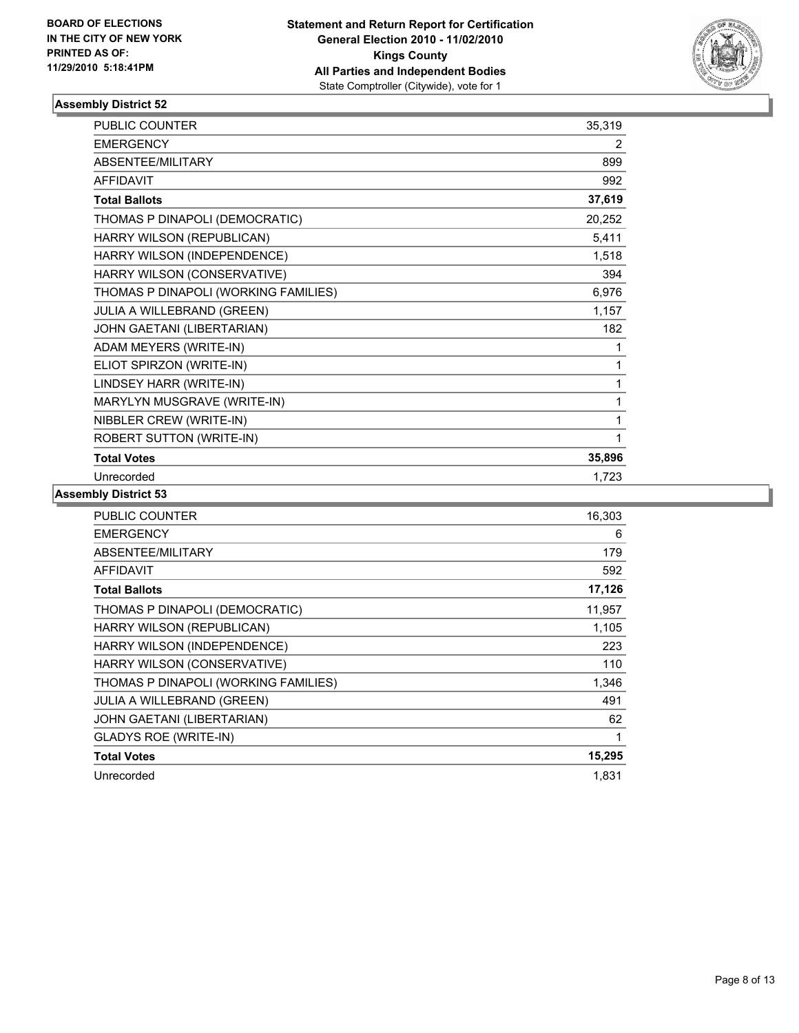**BOARD OF ELECTIONS IN THE CITY OF NEW YORK PRINTED AS OF: 11/29/2010 5:18:41PM**

**Statement and Return Report for Certification General Election 2010 - 11/02/2010 Kings County All Parties and Independent Bodies**
State Comptroller (Citywide), vote for 1

### Assembly District 52

| | |
|---|---|
| PUBLIC COUNTER | 35,319 |
| EMERGENCY | 2 |
| ABSENTEE/MILITARY | 899 |
| AFFIDAVIT | 992 |
| **Total Ballots** | **37,619** |
| THOMAS P DINAPOLI (DEMOCRATIC) | 20,252 |
| HARRY WILSON (REPUBLICAN) | 5,411 |
| HARRY WILSON (INDEPENDENCE) | 1,518 |
| HARRY WILSON (CONSERVATIVE) | 394 |
| THOMAS P DINAPOLI (WORKING FAMILIES) | 6,976 |
| JULIA A WILLEBRAND (GREEN) | 1,157 |
| JOHN GAETANI (LIBERTARIAN) | 182 |
| ADAM MEYERS (WRITE-IN) | 1 |
| ELIOT SPIRZON (WRITE-IN) | 1 |
| LINDSEY HARR (WRITE-IN) | 1 |
| MARYLYN MUSGRAVE (WRITE-IN) | 1 |
| NIBBLER CREW (WRITE-IN) | 1 |
| ROBERT SUTTON (WRITE-IN) | 1 |
| **Total Votes** | **35,896** |
| Unrecorded | 1,723 |

### Assembly District 53

| | |
|---|---|
| PUBLIC COUNTER | 16,303 |
| EMERGENCY | 6 |
| ABSENTEE/MILITARY | 179 |
| AFFIDAVIT | 592 |
| **Total Ballots** | **17,126** |
| THOMAS P DINAPOLI (DEMOCRATIC) | 11,957 |
| HARRY WILSON (REPUBLICAN) | 1,105 |
| HARRY WILSON (INDEPENDENCE) | 223 |
| HARRY WILSON (CONSERVATIVE) | 110 |
| THOMAS P DINAPOLI (WORKING FAMILIES) | 1,346 |
| JULIA A WILLEBRAND (GREEN) | 491 |
| JOHN GAETANI (LIBERTARIAN) | 62 |
| GLADYS ROE (WRITE-IN) | 1 |
| **Total Votes** | **15,295** |
| Unrecorded | 1,831 |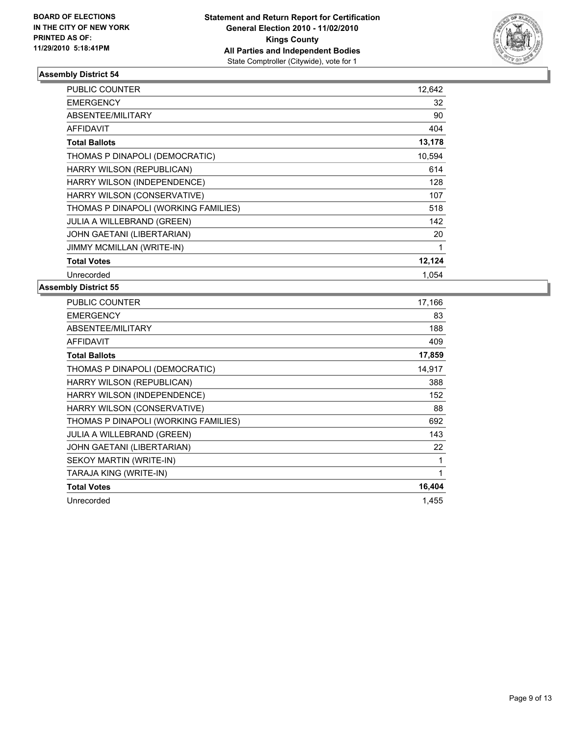**BOARD OF ELECTIONS IN THE CITY OF NEW YORK PRINTED AS OF: 11/29/2010 5:18:41PM**

# Statement and Return Report for Certification
## General Election 2010 - 11/02/2010
## Kings County
## All Parties and Independent Bodies
State Comptroller (Citywide), vote for 1

### Assembly District 54

| | |
|---|---|
| PUBLIC COUNTER | 12,642 |
| EMERGENCY | 32 |
| ABSENTEE/MILITARY | 90 |
| AFFIDAVIT | 404 |
| **Total Ballots** | **13,178** |
| THOMAS P DINAPOLI (DEMOCRATIC) | 10,594 |
| HARRY WILSON (REPUBLICAN) | 614 |
| HARRY WILSON (INDEPENDENCE) | 128 |
| HARRY WILSON (CONSERVATIVE) | 107 |
| THOMAS P DINAPOLI (WORKING FAMILIES) | 518 |
| JULIA A WILLEBRAND (GREEN) | 142 |
| JOHN GAETANI (LIBERTARIAN) | 20 |
| JIMMY MCMILLAN (WRITE-IN) | 1 |
| **Total Votes** | **12,124** |
| Unrecorded | 1,054 |

### Assembly District 55

| | |
|---|---|
| PUBLIC COUNTER | 17,166 |
| EMERGENCY | 83 |
| ABSENTEE/MILITARY | 188 |
| AFFIDAVIT | 409 |
| **Total Ballots** | **17,859** |
| THOMAS P DINAPOLI (DEMOCRATIC) | 14,917 |
| HARRY WILSON (REPUBLICAN) | 388 |
| HARRY WILSON (INDEPENDENCE) | 152 |
| HARRY WILSON (CONSERVATIVE) | 88 |
| THOMAS P DINAPOLI (WORKING FAMILIES) | 692 |
| JULIA A WILLEBRAND (GREEN) | 143 |
| JOHN GAETANI (LIBERTARIAN) | 22 |
| SEKOY MARTIN (WRITE-IN) | 1 |
| TARAJA KING (WRITE-IN) | 1 |
| **Total Votes** | **16,404** |
| Unrecorded | 1,455 |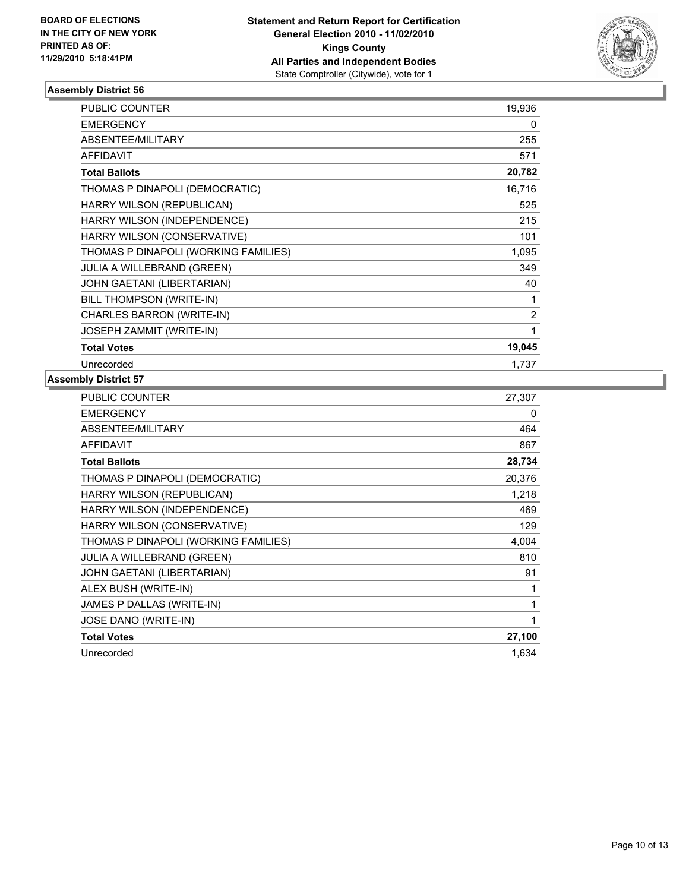**BOARD OF ELECTIONS IN THE CITY OF NEW YORK PRINTED AS OF: 11/29/2010 5:18:41PM**

**Statement and Return Report for Certification General Election 2010 - 11/02/2010 Kings County All Parties and Independent Bodies**
State Comptroller (Citywide), vote for 1

### Assembly District 56

| | |
|---|---|
| PUBLIC COUNTER | 19,936 |
| EMERGENCY | 0 |
| ABSENTEE/MILITARY | 255 |
| AFFIDAVIT | 571 |
| **Total Ballots** | **20,782** |
| THOMAS P DINAPOLI (DEMOCRATIC) | 16,716 |
| HARRY WILSON (REPUBLICAN) | 525 |
| HARRY WILSON (INDEPENDENCE) | 215 |
| HARRY WILSON (CONSERVATIVE) | 101 |
| THOMAS P DINAPOLI (WORKING FAMILIES) | 1,095 |
| JULIA A WILLEBRAND (GREEN) | 349 |
| JOHN GAETANI (LIBERTARIAN) | 40 |
| BILL THOMPSON (WRITE-IN) | 1 |
| CHARLES BARRON (WRITE-IN) | 2 |
| JOSEPH ZAMMIT (WRITE-IN) | 1 |
| **Total Votes** | **19,045** |
| Unrecorded | 1,737 |

### Assembly District 57

| | |
|---|---|
| PUBLIC COUNTER | 27,307 |
| EMERGENCY | 0 |
| ABSENTEE/MILITARY | 464 |
| AFFIDAVIT | 867 |
| **Total Ballots** | **28,734** |
| THOMAS P DINAPOLI (DEMOCRATIC) | 20,376 |
| HARRY WILSON (REPUBLICAN) | 1,218 |
| HARRY WILSON (INDEPENDENCE) | 469 |
| HARRY WILSON (CONSERVATIVE) | 129 |
| THOMAS P DINAPOLI (WORKING FAMILIES) | 4,004 |
| JULIA A WILLEBRAND (GREEN) | 810 |
| JOHN GAETANI (LIBERTARIAN) | 91 |
| ALEX BUSH (WRITE-IN) | 1 |
| JAMES P DALLAS (WRITE-IN) | 1 |
| JOSE DANO (WRITE-IN) | 1 |
| **Total Votes** | **27,100** |
| Unrecorded | 1,634 |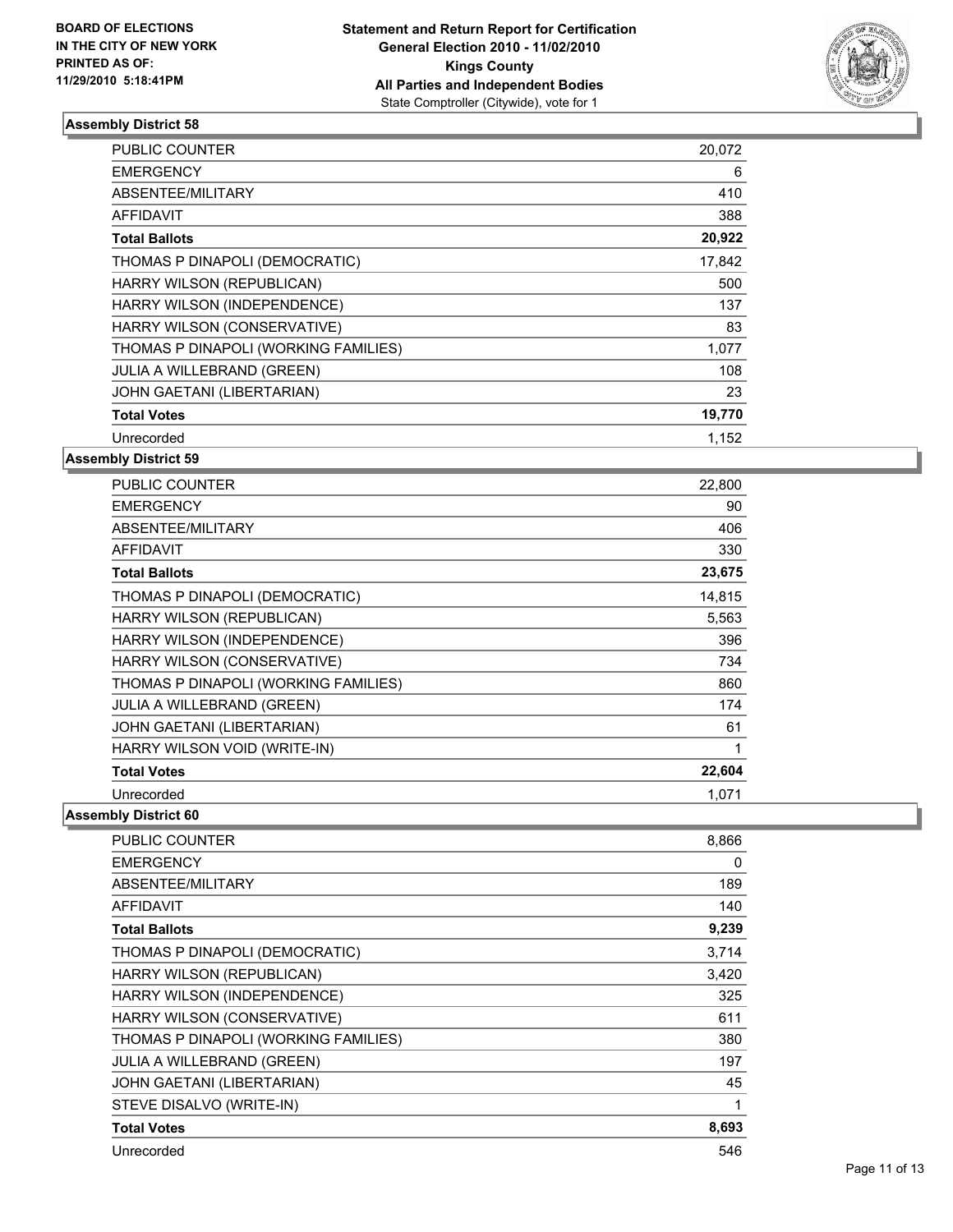BOARD OF ELECTIONS
IN THE CITY OF NEW YORK
PRINTED AS OF:
11/29/2010 5:18:41PM

**Statement and Return Report for Certification**
**General Election 2010 - 11/02/2010**
**Kings County**
**All Parties and Independent Bodies**
State Comptroller (Citywide), vote for 1

### Assembly District 58

| | |
|---|---|
| PUBLIC COUNTER | 20,072 |
| EMERGENCY | 6 |
| ABSENTEE/MILITARY | 410 |
| AFFIDAVIT | 388 |
| **Total Ballots** | **20,922** |
| THOMAS P DINAPOLI (DEMOCRATIC) | 17,842 |
| HARRY WILSON (REPUBLICAN) | 500 |
| HARRY WILSON (INDEPENDENCE) | 137 |
| HARRY WILSON (CONSERVATIVE) | 83 |
| THOMAS P DINAPOLI (WORKING FAMILIES) | 1,077 |
| JULIA A WILLEBRAND (GREEN) | 108 |
| JOHN GAETANI (LIBERTARIAN) | 23 |
| **Total Votes** | **19,770** |
| Unrecorded | 1,152 |

### Assembly District 59

| | |
|---|---|
| PUBLIC COUNTER | 22,800 |
| EMERGENCY | 90 |
| ABSENTEE/MILITARY | 406 |
| AFFIDAVIT | 330 |
| **Total Ballots** | **23,675** |
| THOMAS P DINAPOLI (DEMOCRATIC) | 14,815 |
| HARRY WILSON (REPUBLICAN) | 5,563 |
| HARRY WILSON (INDEPENDENCE) | 396 |
| HARRY WILSON (CONSERVATIVE) | 734 |
| THOMAS P DINAPOLI (WORKING FAMILIES) | 860 |
| JULIA A WILLEBRAND (GREEN) | 174 |
| JOHN GAETANI (LIBERTARIAN) | 61 |
| HARRY WILSON VOID (WRITE-IN) | 1 |
| **Total Votes** | **22,604** |
| Unrecorded | 1,071 |

### Assembly District 60

| | |
|---|---|
| PUBLIC COUNTER | 8,866 |
| EMERGENCY | 0 |
| ABSENTEE/MILITARY | 189 |
| AFFIDAVIT | 140 |
| **Total Ballots** | **9,239** |
| THOMAS P DINAPOLI (DEMOCRATIC) | 3,714 |
| HARRY WILSON (REPUBLICAN) | 3,420 |
| HARRY WILSON (INDEPENDENCE) | 325 |
| HARRY WILSON (CONSERVATIVE) | 611 |
| THOMAS P DINAPOLI (WORKING FAMILIES) | 380 |
| JULIA A WILLEBRAND (GREEN) | 197 |
| JOHN GAETANI (LIBERTARIAN) | 45 |
| STEVE DISALVO (WRITE-IN) | 1 |
| **Total Votes** | **8,693** |
| Unrecorded | 546 |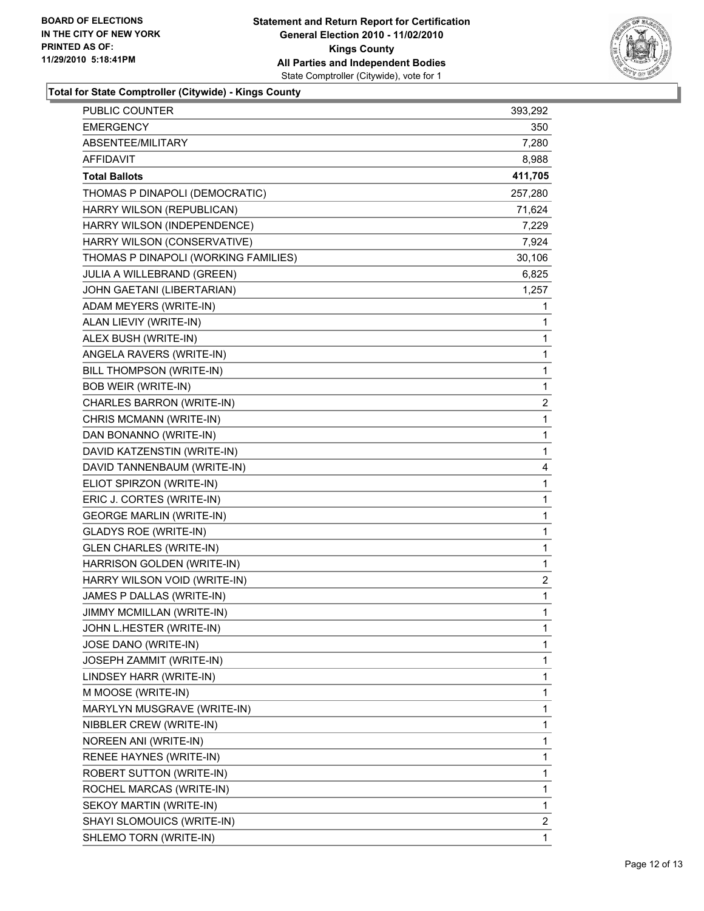**BOARD OF ELECTIONS IN THE CITY OF NEW YORK PRINTED AS OF: 11/29/2010 5:18:41PM**

**Statement and Return Report for Certification**
**General Election 2010 - 11/02/2010**
**Kings County**
**All Parties and Independent Bodies**
State Comptroller (Citywide), vote for 1

### Total for State Comptroller (Citywide) - Kings County

| | |
|---|---|
| PUBLIC COUNTER | 393,292 |
| EMERGENCY | 350 |
| ABSENTEE/MILITARY | 7,280 |
| AFFIDAVIT | 8,988 |
| **Total Ballots** | **411,705** |
| THOMAS P DINAPOLI (DEMOCRATIC) | 257,280 |
| HARRY WILSON (REPUBLICAN) | 71,624 |
| HARRY WILSON (INDEPENDENCE) | 7,229 |
| HARRY WILSON (CONSERVATIVE) | 7,924 |
| THOMAS P DINAPOLI (WORKING FAMILIES) | 30,106 |
| JULIA A WILLEBRAND (GREEN) | 6,825 |
| JOHN GAETANI (LIBERTARIAN) | 1,257 |
| ADAM MEYERS (WRITE-IN) | 1 |
| ALAN LIEVIY (WRITE-IN) | 1 |
| ALEX BUSH (WRITE-IN) | 1 |
| ANGELA RAVERS (WRITE-IN) | 1 |
| BILL THOMPSON (WRITE-IN) | 1 |
| BOB WEIR (WRITE-IN) | 1 |
| CHARLES BARRON (WRITE-IN) | 2 |
| CHRIS MCMANN (WRITE-IN) | 1 |
| DAN BONANNO (WRITE-IN) | 1 |
| DAVID KATZENSTIN (WRITE-IN) | 1 |
| DAVID TANNENBAUM (WRITE-IN) | 4 |
| ELIOT SPIRZON (WRITE-IN) | 1 |
| ERIC J. CORTES (WRITE-IN) | 1 |
| GEORGE MARLIN (WRITE-IN) | 1 |
| GLADYS ROE (WRITE-IN) | 1 |
| GLEN CHARLES (WRITE-IN) | 1 |
| HARRISON GOLDEN (WRITE-IN) | 1 |
| HARRY WILSON VOID (WRITE-IN) | 2 |
| JAMES P DALLAS (WRITE-IN) | 1 |
| JIMMY MCMILLAN (WRITE-IN) | 1 |
| JOHN L.HESTER (WRITE-IN) | 1 |
| JOSE DANO (WRITE-IN) | 1 |
| JOSEPH ZAMMIT (WRITE-IN) | 1 |
| LINDSEY HARR (WRITE-IN) | 1 |
| M MOOSE (WRITE-IN) | 1 |
| MARYLYN MUSGRAVE (WRITE-IN) | 1 |
| NIBBLER CREW (WRITE-IN) | 1 |
| NOREEN ANI (WRITE-IN) | 1 |
| RENEE HAYNES (WRITE-IN) | 1 |
| ROBERT SUTTON (WRITE-IN) | 1 |
| ROCHEL MARCAS (WRITE-IN) | 1 |
| SEKOY MARTIN (WRITE-IN) | 1 |
| SHAYI SLOMOUICS (WRITE-IN) | 2 |
| SHLEMO TORN (WRITE-IN) | 1 |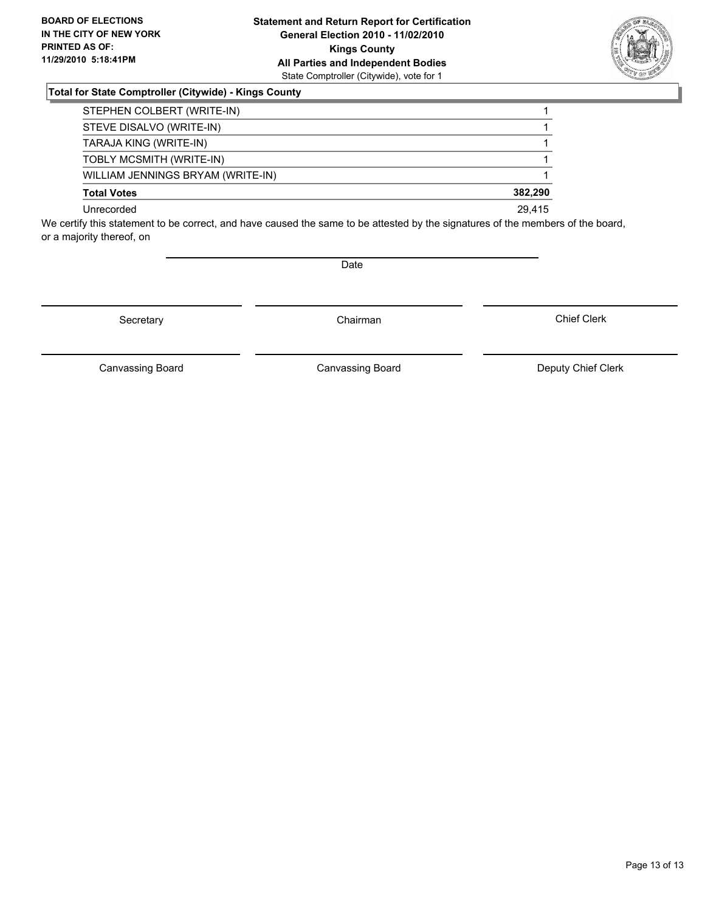**BOARD OF ELECTIONS IN THE CITY OF NEW YORK PRINTED AS OF: 11/29/2010 5:18:41PM**

**Statement and Return Report for Certification**
**General Election 2010 - 11/02/2010**
**Kings County**
**All Parties and Independent Bodies**
State Comptroller (Citywide), vote for 1

**Total for State Comptroller (Citywide) - Kings County**

| | |
|---|---|
| STEPHEN COLBERT (WRITE-IN) | 1 |
| STEVE DISALVO (WRITE-IN) | 1 |
| TARAJA KING (WRITE-IN) | 1 |
| TOBLY MCSMITH (WRITE-IN) | 1 |
| WILLIAM JENNINGS BRYAM (WRITE-IN) | 1 |
| **Total Votes** | **382,290** |
| Unrecorded | 29,415 |

We certify this statement to be correct, and have caused the same to be attested by the signatures of the members of the board, or a majority thereof, on

Date

Secretary

Chairman

Chief Clerk

Canvassing Board

Canvassing Board

Deputy Chief Clerk